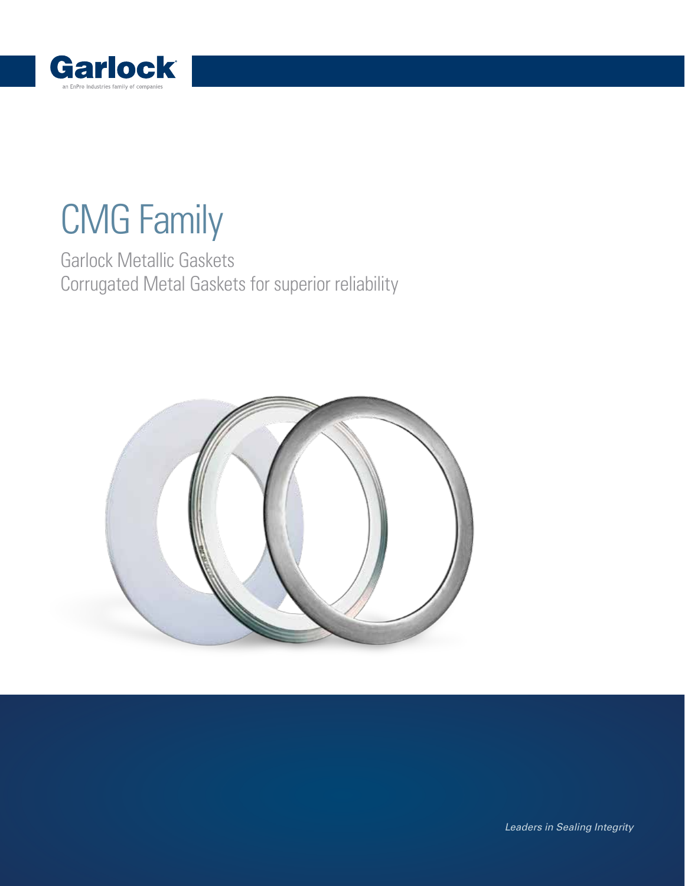Garlock

an EnPro Industries family of companies

# CMG Family

## Garlock Metallic Gaskets
## Corrugated Metal Gaskets for superior reliability

*Leaders in Sealing Integrity*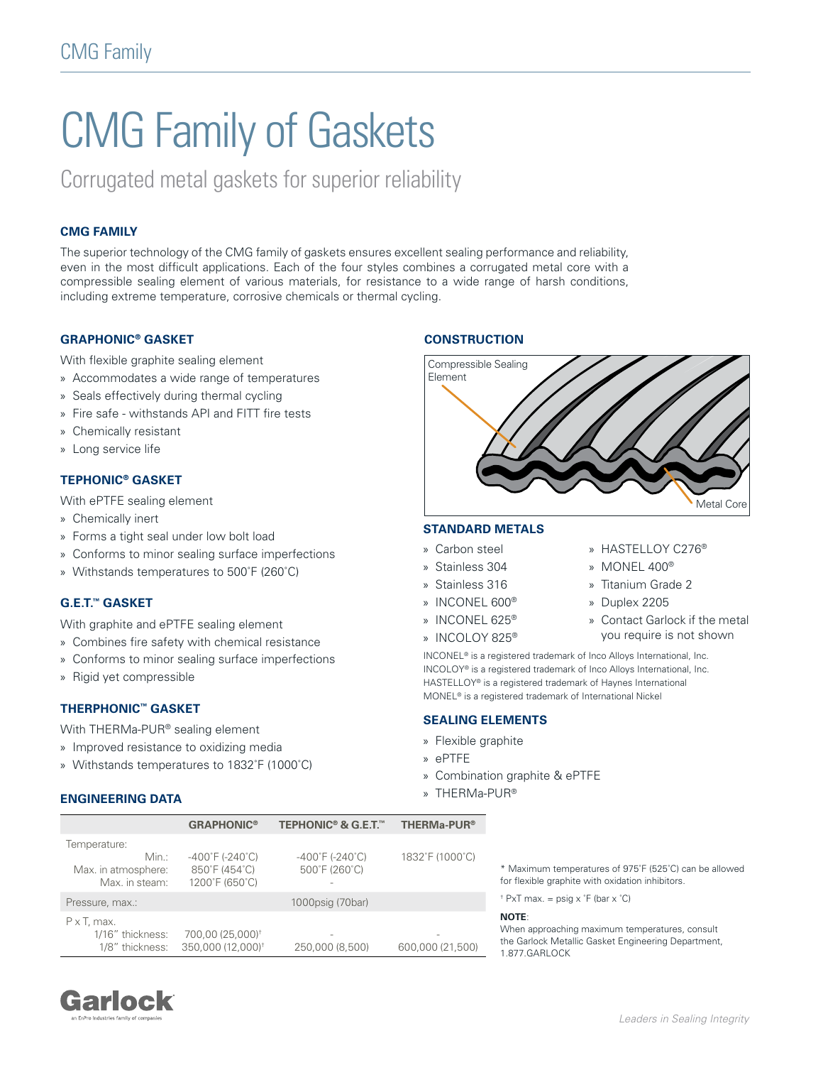# CMG Family of Gaskets

## Corrugated metal gaskets for superior reliability

### CMG FAMILY

The superior technology of the CMG family of gaskets ensures excellent sealing performance and reliability, even in the most difficult applications. Each of the four styles combines a corrugated metal core with a compressible sealing element of various materials, for resistance to a wide range of harsh conditions, including extreme temperature, corrosive chemicals or thermal cycling.

### GRAPHONIC® GASKET

With flexible graphite sealing element

- Accommodates a wide range of temperatures
- Seals effectively during thermal cycling
- Fire safe - withstands API and FITT fire tests
- Chemically resistant
- Long service life

### TEPHONIC® GASKET

With ePTFE sealing element

- Chemically inert
- Forms a tight seal under low bolt load
- Conforms to minor sealing surface imperfections
- Withstands temperatures to 500˚F (260˚C)

### G.E.T.™ GASKET

With graphite and ePTFE sealing element

- Combines fire safety with chemical resistance
- Conforms to minor sealing surface imperfections
- Rigid yet compressible

### THERPHONIC™ GASKET

With THERMa-PUR® sealing element

- Improved resistance to oxidizing media
- Withstands temperatures to 1832˚F (1000˚C)

### CONSTRUCTION

Compressible Sealing Element

Metal Core

### STANDARD METALS

- Carbon steel
- Stainless 304
- Stainless 316
- INCONEL 600®
- INCONEL 625®
- INCOLOY 825®
- HASTELLOY C276®
- MONEL 400®
- Titanium Grade 2
- Duplex 2205
- Contact Garlock if the metal you require is not shown

INCONEL® is a registered trademark of Inco Alloys International, Inc.
INCOLOY® is a registered trademark of Inco Alloys International, Inc.
HASTELLOY® is a registered trademark of Haynes International
MONEL® is a registered trademark of International Nickel

### SEALING ELEMENTS

- Flexible graphite
- ePTFE
- Combination graphite & ePTFE
- THERMa-PUR®

### ENGINEERING DATA

| | GRAPHONIC® | TEPHONIC® & G.E.T.™ | THERMa-PUR® |
|---|---|---|---|
| Temperature: | | | |
| Min.: | -400˚F (-240˚C) | -400˚F (-240˚C) | 1832˚F (1000˚C) |
| Max. in atmosphere: | 850˚F (454˚C) | 500˚F (260˚C) | |
| Max. in steam: | 1200˚F (650˚C) | - | |
| Pressure, max.: | | 1000psig (70bar) | |
| P x T, max. | | | |
| 1/16" thickness: | 700,00 (25,000)† | - | - |
| 1/8" thickness: | 350,000 (12,000)† | 250,000 (8,500) | 600,000 (21,500) |

\* Maximum temperatures of 975˚F (525˚C) can be allowed for flexible graphite with oxidation inhibitors.

† PxT max. = psig x ˚F (bar x ˚C)

**NOTE**:
When approaching maximum temperatures, consult the Garlock Metallic Gasket Engineering Department, 1.877.GARLOCK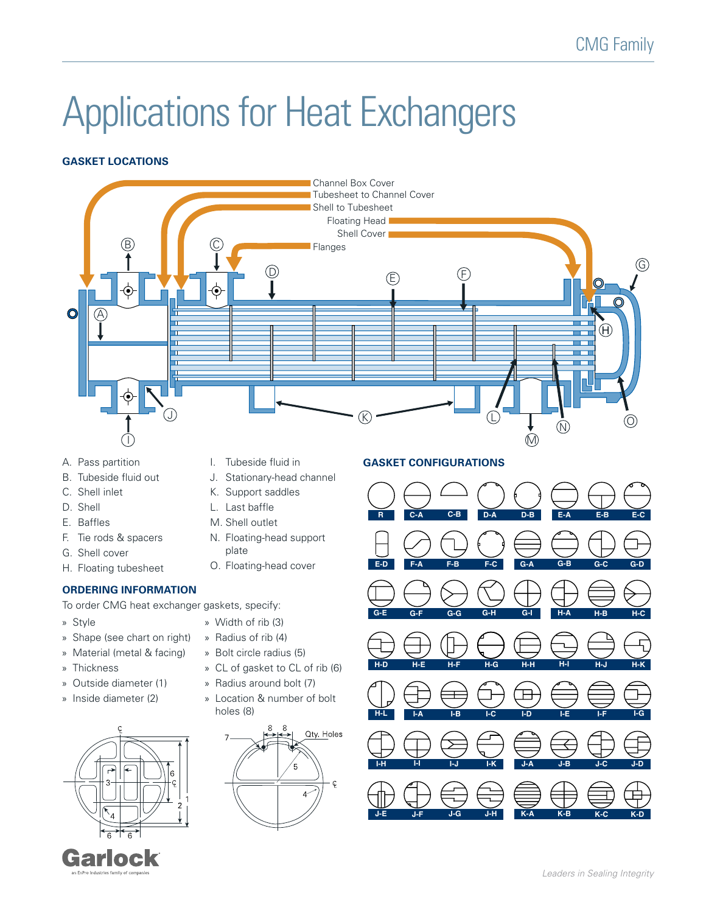# Applications for Heat Exchangers

### GASKET LOCATIONS

Channel Box Cover
Tubesheet to Channel Cover
Shell to Tubesheet
Floating Head
Shell Cover
Flanges

A. Pass partition
B. Tubeside fluid out
C. Shell inlet
D. Shell
E. Baffles
F. Tie rods & spacers
G. Shell cover
H. Floating tubesheet
I. Tubeside fluid in
J. Stationary-head channel
K. Support saddles
L. Last baffle
M. Shell outlet
N. Floating-head support plate
O. Floating-head cover

### ORDERING INFORMATION

To order CMG heat exchanger gaskets, specify:

- Style
- Shape (see chart on right)
- Material (metal & facing)
- Thickness
- Outside diameter (1)
- Inside diameter (2)
- Width of rib (3)
- Radius of rib (4)
- Bolt circle radius (5)
- CL of gasket to CL of rib (6)
- Radius around bolt (7)
- Location & number of bolt holes (8)

### GASKET CONFIGURATIONS

R, C-A, C-B, D-A, D-B, E-A, E-B, E-C, E-D, F-A, F-B, F-C, G-A, G-B, G-C, G-D, G-E, G-F, G-G, G-H, G-I, H-A, H-B, H-C, H-D, H-E, H-F, H-G, H-H, H-I, H-J, H-K, H-L, I-A, I-B, I-C, I-D, I-E, I-F, I-G, I-H, I-I, I-J, I-K, J-A, J-B, J-C, J-D, J-E, J-F, J-G, J-H, K-A, K-B, K-C, K-D

*Leaders in Sealing Integrity*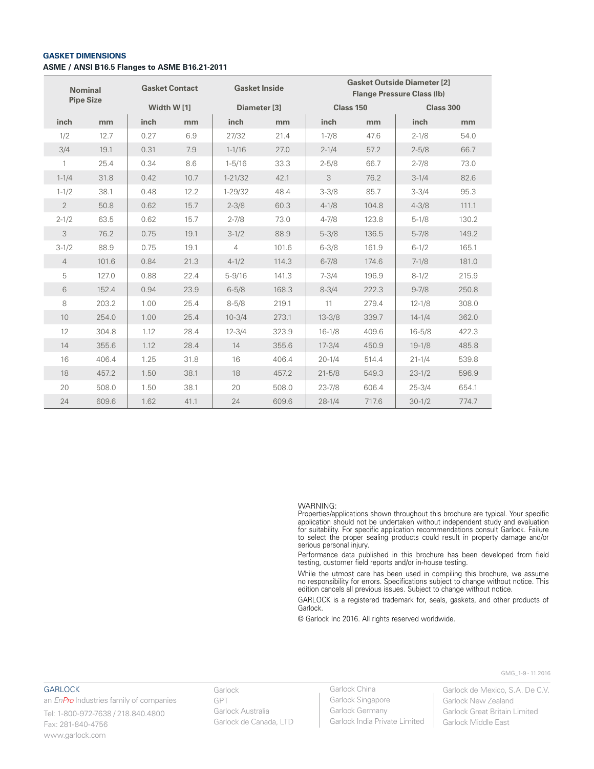## GASKET DIMENSIONS

**ASME / ANSI B16.5 Flanges to ASME B16.21-2011**

| Nominal Pipe Size | | Gasket Contact Width W [1] | | Gasket Inside Diameter [3] | | Gasket Outside Diameter [2] Flange Pressure Class (lb) | | | |
|---|---|---|---|---|---|---|---|---|---|
| | | | | | | Class 150 | | Class 300 | |
| inch | mm | inch | mm | inch | mm | inch | mm | inch | mm |
| 1/2 | 12.7 | 0.27 | 6.9 | 27/32 | 21.4 | 1-7/8 | 47.6 | 2-1/8 | 54.0 |
| 3/4 | 19.1 | 0.31 | 7.9 | 1-1/16 | 27.0 | 2-1/4 | 57.2 | 2-5/8 | 66.7 |
| 1 | 25.4 | 0.34 | 8.6 | 1-5/16 | 33.3 | 2-5/8 | 66.7 | 2-7/8 | 73.0 |
| 1-1/4 | 31.8 | 0.42 | 10.7 | 1-21/32 | 42.1 | 3 | 76.2 | 3-1/4 | 82.6 |
| 1-1/2 | 38.1 | 0.48 | 12.2 | 1-29/32 | 48.4 | 3-3/8 | 85.7 | 3-3/4 | 95.3 |
| 2 | 50.8 | 0.62 | 15.7 | 2-3/8 | 60.3 | 4-1/8 | 104.8 | 4-3/8 | 111.1 |
| 2-1/2 | 63.5 | 0.62 | 15.7 | 2-7/8 | 73.0 | 4-7/8 | 123.8 | 5-1/8 | 130.2 |
| 3 | 76.2 | 0.75 | 19.1 | 3-1/2 | 88.9 | 5-3/8 | 136.5 | 5-7/8 | 149.2 |
| 3-1/2 | 88.9 | 0.75 | 19.1 | 4 | 101.6 | 6-3/8 | 161.9 | 6-1/2 | 165.1 |
| 4 | 101.6 | 0.84 | 21.3 | 4-1/2 | 114.3 | 6-7/8 | 174.6 | 7-1/8 | 181.0 |
| 5 | 127.0 | 0.88 | 22.4 | 5-9/16 | 141.3 | 7-3/4 | 196.9 | 8-1/2 | 215.9 |
| 6 | 152.4 | 0.94 | 23.9 | 6-5/8 | 168.3 | 8-3/4 | 222.3 | 9-7/8 | 250.8 |
| 8 | 203.2 | 1.00 | 25.4 | 8-5/8 | 219.1 | 11 | 279.4 | 12-1/8 | 308.0 |
| 10 | 254.0 | 1.00 | 25.4 | 10-3/4 | 273.1 | 13-3/8 | 339.7 | 14-1/4 | 362.0 |
| 12 | 304.8 | 1.12 | 28.4 | 12-3/4 | 323.9 | 16-1/8 | 409.6 | 16-5/8 | 422.3 |
| 14 | 355.6 | 1.12 | 28.4 | 14 | 355.6 | 17-3/4 | 450.9 | 19-1/8 | 485.8 |
| 16 | 406.4 | 1.25 | 31.8 | 16 | 406.4 | 20-1/4 | 514.4 | 21-1/4 | 539.8 |
| 18 | 457.2 | 1.50 | 38.1 | 18 | 457.2 | 21-5/8 | 549.3 | 23-1/2 | 596.9 |
| 20 | 508.0 | 1.50 | 38.1 | 20 | 508.0 | 23-7/8 | 606.4 | 25-3/4 | 654.1 |
| 24 | 609.6 | 1.62 | 41.1 | 24 | 609.6 | 28-1/4 | 717.6 | 30-1/2 | 774.7 |

WARNING:
Properties/applications shown throughout this brochure are typical. Your specific application should not be undertaken without independent study and evaluation for suitability. For specific application recommendations consult Garlock. Failure to select the proper sealing products could result in property damage and/or serious personal injury.

Performance data published in this brochure has been developed from field testing, customer field reports and/or in-house testing.

While the utmost care has been used in compiling this brochure, we assume no responsibility for errors. Specifications subject to change without notice. This edition cancels all previous issues. Subject to change without notice.

GARLOCK is a registered trademark for, seals, gaskets, and other products of Garlock.

© Garlock Inc 2016. All rights reserved worldwide.

GMG_1-9 - 11.2016

GARLOCK
an *EnPro* Industries family of companies
Tel: 1-800-972-7638 / 218.840.4800
Fax: 281-840-4756
www.garlock.com

Garlock
GPT
Garlock Australia
Garlock de Canada, LTD

Garlock China
Garlock Singapore
Garlock Germany
Garlock India Private Limited

Garlock de Mexico, S.A. De C.V.
Garlock New Zealand
Garlock Great Britain Limited
Garlock Middle East